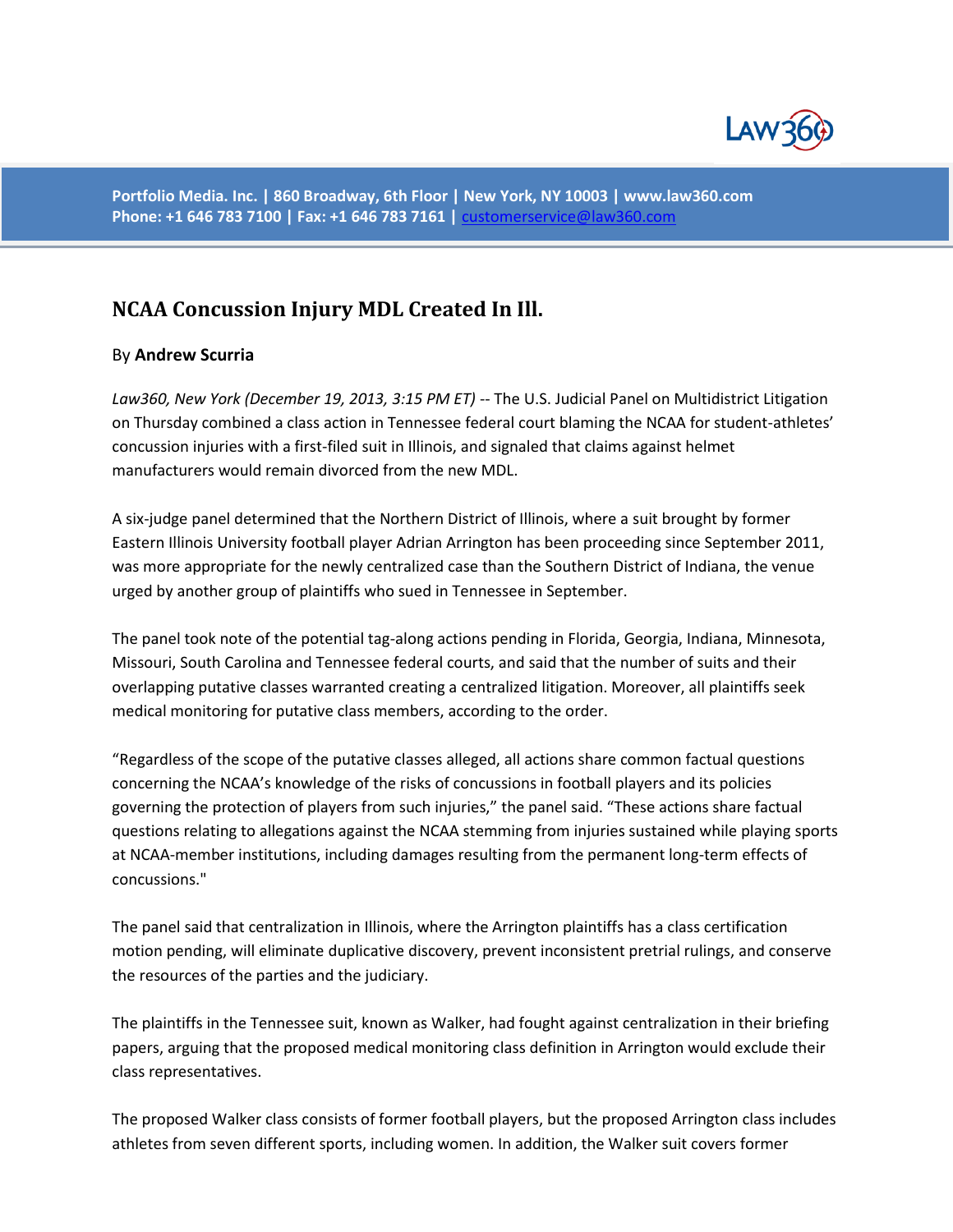Portfolio Media. Inc. | 860 Broadway, 6th Floor | New York, NY 10003 | www.law360.com
Phone: +1 646 783 7100 | Fax: +1 646 783 7161 | customerservice@law360.com

# NCAA Concussion Injury MDL Created In Ill.

By **Andrew Scurria**

*Law360, New York (December 19, 2013, 3:15 PM ET)* -- The U.S. Judicial Panel on Multidistrict Litigation on Thursday combined a class action in Tennessee federal court blaming the NCAA for student-athletes' concussion injuries with a first-filed suit in Illinois, and signaled that claims against helmet manufacturers would remain divorced from the new MDL.

A six-judge panel determined that the Northern District of Illinois, where a suit brought by former Eastern Illinois University football player Adrian Arrington has been proceeding since September 2011, was more appropriate for the newly centralized case than the Southern District of Indiana, the venue urged by another group of plaintiffs who sued in Tennessee in September.

The panel took note of the potential tag-along actions pending in Florida, Georgia, Indiana, Minnesota, Missouri, South Carolina and Tennessee federal courts, and said that the number of suits and their overlapping putative classes warranted creating a centralized litigation. Moreover, all plaintiffs seek medical monitoring for putative class members, according to the order.

"Regardless of the scope of the putative classes alleged, all actions share common factual questions concerning the NCAA's knowledge of the risks of concussions in football players and its policies governing the protection of players from such injuries," the panel said. "These actions share factual questions relating to allegations against the NCAA stemming from injuries sustained while playing sports at NCAA-member institutions, including damages resulting from the permanent long-term effects of concussions."

The panel said that centralization in Illinois, where the Arrington plaintiffs has a class certification motion pending, will eliminate duplicative discovery, prevent inconsistent pretrial rulings, and conserve the resources of the parties and the judiciary.

The plaintiffs in the Tennessee suit, known as Walker, had fought against centralization in their briefing papers, arguing that the proposed medical monitoring class definition in Arrington would exclude their class representatives.

The proposed Walker class consists of former football players, but the proposed Arrington class includes athletes from seven different sports, including women. In addition, the Walker suit covers former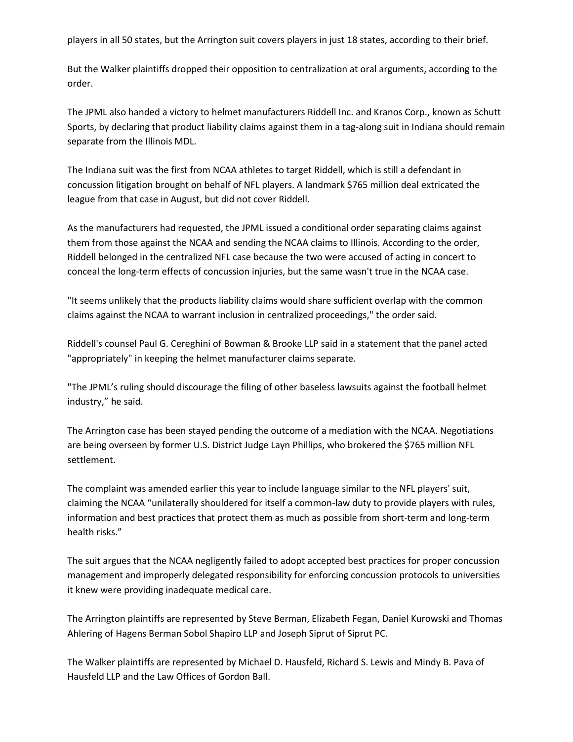players in all 50 states, but the Arrington suit covers players in just 18 states, according to their brief.

But the Walker plaintiffs dropped their opposition to centralization at oral arguments, according to the order.

The JPML also handed a victory to helmet manufacturers Riddell Inc. and Kranos Corp., known as Schutt Sports, by declaring that product liability claims against them in a tag-along suit in Indiana should remain separate from the Illinois MDL.

The Indiana suit was the first from NCAA athletes to target Riddell, which is still a defendant in concussion litigation brought on behalf of NFL players. A landmark $765 million deal extricated the league from that case in August, but did not cover Riddell.

As the manufacturers had requested, the JPML issued a conditional order separating claims against them from those against the NCAA and sending the NCAA claims to Illinois. According to the order, Riddell belonged in the centralized NFL case because the two were accused of acting in concert to conceal the long-term effects of concussion injuries, but the same wasn't true in the NCAA case.

"It seems unlikely that the products liability claims would share sufficient overlap with the common claims against the NCAA to warrant inclusion in centralized proceedings," the order said.

Riddell's counsel Paul G. Cereghini of Bowman & Brooke LLP said in a statement that the panel acted "appropriately" in keeping the helmet manufacturer claims separate.

"The JPML's ruling should discourage the filing of other baseless lawsuits against the football helmet industry," he said.

The Arrington case has been stayed pending the outcome of a mediation with the NCAA. Negotiations are being overseen by former U.S. District Judge Layn Phillips, who brokered the $765 million NFL settlement.

The complaint was amended earlier this year to include language similar to the NFL players' suit, claiming the NCAA "unilaterally shouldered for itself a common-law duty to provide players with rules, information and best practices that protect them as much as possible from short-term and long-term health risks."

The suit argues that the NCAA negligently failed to adopt accepted best practices for proper concussion management and improperly delegated responsibility for enforcing concussion protocols to universities it knew were providing inadequate medical care.

The Arrington plaintiffs are represented by Steve Berman, Elizabeth Fegan, Daniel Kurowski and Thomas Ahlering of Hagens Berman Sobol Shapiro LLP and Joseph Siprut of Siprut PC.

The Walker plaintiffs are represented by Michael D. Hausfeld, Richard S. Lewis and Mindy B. Pava of Hausfeld LLP and the Law Offices of Gordon Ball.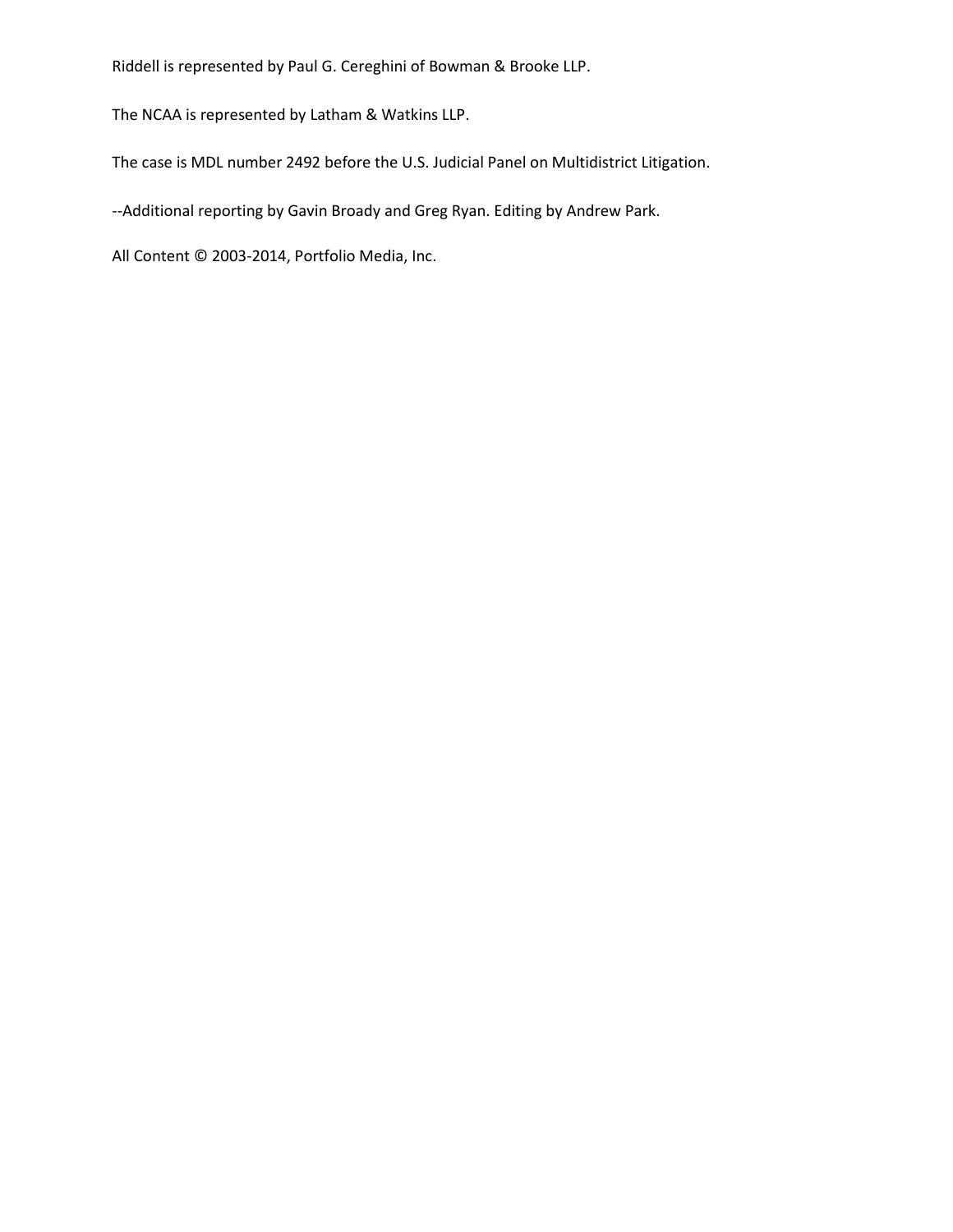Riddell is represented by Paul G. Cereghini of Bowman & Brooke LLP.

The NCAA is represented by Latham & Watkins LLP.

The case is MDL number 2492 before the U.S. Judicial Panel on Multidistrict Litigation.

--Additional reporting by Gavin Broady and Greg Ryan. Editing by Andrew Park.

All Content © 2003-2014, Portfolio Media, Inc.